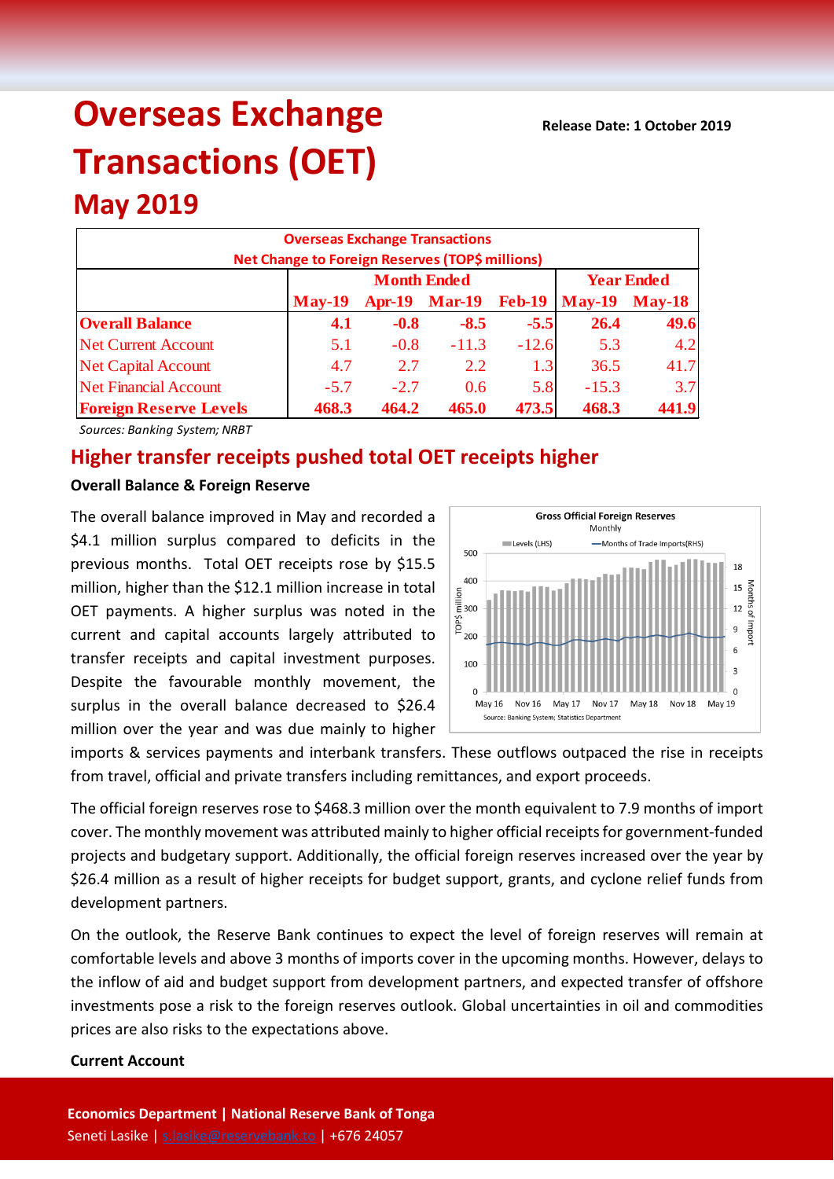# Overseas Exchange Transactions (OET)

Release Date: 1 October 2019

## May 2019

| Overseas Exchange Transactions Net Change to Foreign Reserves (TOP$ millions) | | | | | | |
|---|---|---|---|---|---|---|
| | Month Ended | | | | Year Ended | |
| | May-19 | Apr-19 | Mar-19 | Feb-19 | May-19 | May-18 |
| **Overall Balance** | **4.1** | **-0.8** | **-8.5** | **-5.5** | **26.4** | **49.6** |
| Net Current Account | 5.1 | -0.8 | -11.3 | -12.6 | 5.3 | 4.2 |
| Net Capital Account | 4.7 | 2.7 | 2.2 | 1.3 | 36.5 | 41.7 |
| Net Financial Account | -5.7 | -2.7 | 0.6 | 5.8 | -15.3 | 3.7 |
| **Foreign Reserve Levels** | **468.3** | **464.2** | **465.0** | **473.5** | **468.3** | **441.9** |

*Sources: Banking System; NRBT*

## Higher transfer receipts pushed total OET receipts higher

### Overall Balance & Foreign Reserve

The overall balance improved in May and recorded a $4.1 million surplus compared to deficits in the previous months. Total OET receipts rose by $15.5 million, higher than the $12.1 million increase in total OET payments. A higher surplus was noted in the current and capital accounts largely attributed to transfer receipts and capital investment purposes. Despite the favourable monthly movement, the surplus in the overall balance decreased to $26.4 million over the year and was due mainly to higher imports & services payments and interbank transfers. These outflows outpaced the rise in receipts from travel, official and private transfers including remittances, and export proceeds.

Gross Official Foreign Reserves
Monthly
Source: Banking System; Statistics Department

The official foreign reserves rose to $468.3 million over the month equivalent to 7.9 months of import cover. The monthly movement was attributed mainly to higher official receipts for government-funded projects and budgetary support. Additionally, the official foreign reserves increased over the year by $26.4 million as a result of higher receipts for budget support, grants, and cyclone relief funds from development partners.

On the outlook, the Reserve Bank continues to expect the level of foreign reserves will remain at comfortable levels and above 3 months of imports cover in the upcoming months. However, delays to the inflow of aid and budget support from development partners, and expected transfer of offshore investments pose a risk to the foreign reserves outlook. Global uncertainties in oil and commodities prices are also risks to the expectations above.

### Current Account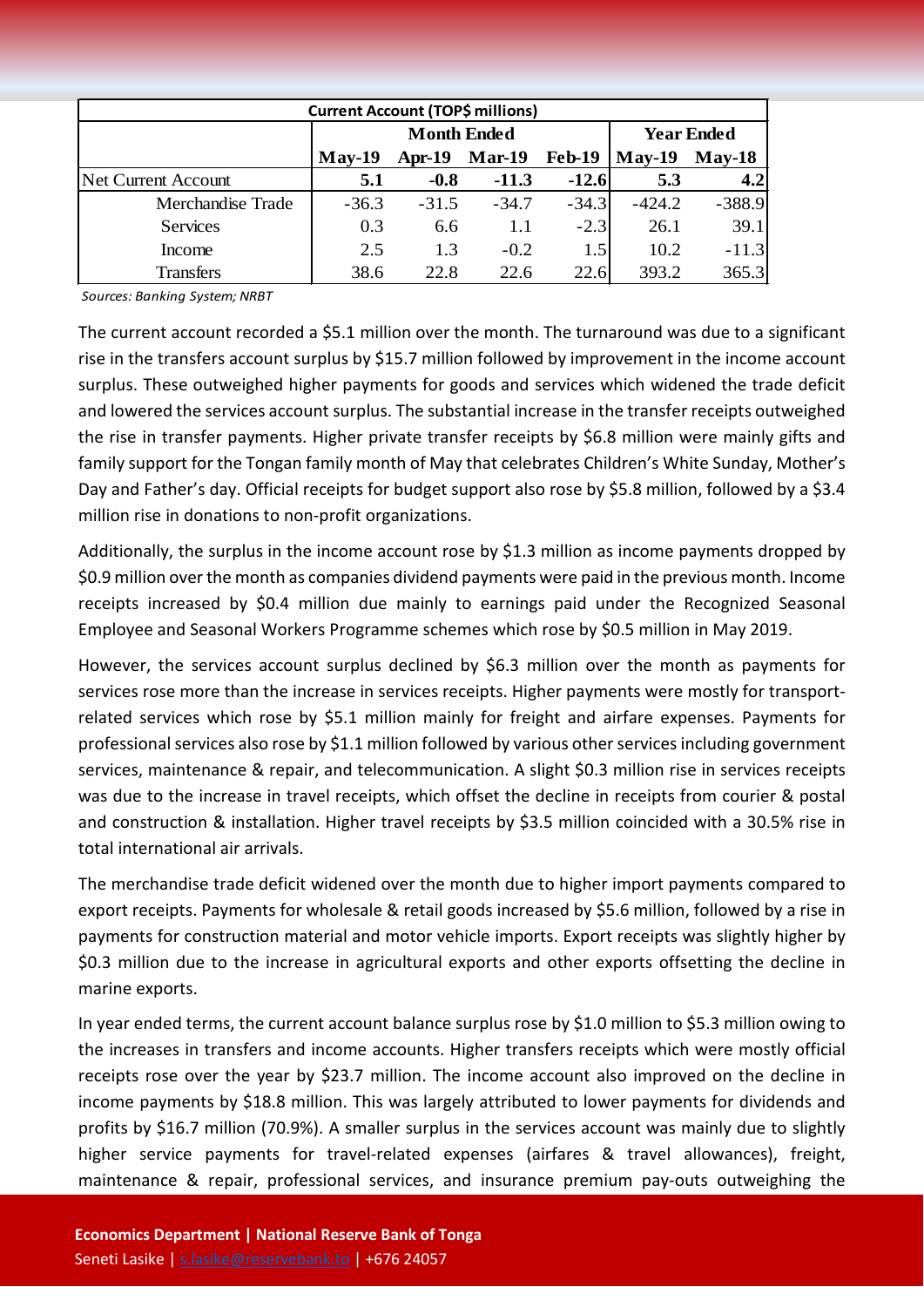| Current Account (TOP$ millions) | | | | | | |
|---|---|---|---|---|---|---|
| | Month Ended | | | | Year Ended | |
| | May-19 | Apr-19 | Mar-19 | Feb-19 | May-19 | May-18 |
| Net Current Account | **5.1** | **-0.8** | **-11.3** | **-12.6** | **5.3** | **4.2** |
| Merchandise Trade | -36.3 | -31.5 | -34.7 | -34.3 | -424.2 | -388.9 |
| Services | 0.3 | 6.6 | 1.1 | -2.3 | 26.1 | 39.1 |
| Income | 2.5 | 1.3 | -0.2 | 1.5 | 10.2 | -11.3 |
| Transfers | 38.6 | 22.8 | 22.6 | 22.6 | 393.2 | 365.3 |

*Sources: Banking System; NRBT*

The current account recorded a $5.1 million over the month. The turnaround was due to a significant rise in the transfers account surplus by $15.7 million followed by improvement in the income account surplus. These outweighed higher payments for goods and services which widened the trade deficit and lowered the services account surplus. The substantial increase in the transfer receipts outweighed the rise in transfer payments. Higher private transfer receipts by $6.8 million were mainly gifts and family support for the Tongan family month of May that celebrates Children's White Sunday, Mother's Day and Father's day. Official receipts for budget support also rose by $5.8 million, followed by a $3.4 million rise in donations to non-profit organizations.

Additionally, the surplus in the income account rose by $1.3 million as income payments dropped by $0.9 million over the month as companies dividend payments were paid in the previous month. Income receipts increased by $0.4 million due mainly to earnings paid under the Recognized Seasonal Employee and Seasonal Workers Programme schemes which rose by $0.5 million in May 2019.

However, the services account surplus declined by $6.3 million over the month as payments for services rose more than the increase in services receipts. Higher payments were mostly for transport-related services which rose by $5.1 million mainly for freight and airfare expenses. Payments for professional services also rose by $1.1 million followed by various other services including government services, maintenance & repair, and telecommunication. A slight $0.3 million rise in services receipts was due to the increase in travel receipts, which offset the decline in receipts from courier & postal and construction & installation. Higher travel receipts by $3.5 million coincided with a 30.5% rise in total international air arrivals.

The merchandise trade deficit widened over the month due to higher import payments compared to export receipts. Payments for wholesale & retail goods increased by $5.6 million, followed by a rise in payments for construction material and motor vehicle imports. Export receipts was slightly higher by $0.3 million due to the increase in agricultural exports and other exports offsetting the decline in marine exports.

In year ended terms, the current account balance surplus rose by $1.0 million to $5.3 million owing to the increases in transfers and income accounts. Higher transfers receipts which were mostly official receipts rose over the year by $23.7 million. The income account also improved on the decline in income payments by $18.8 million. This was largely attributed to lower payments for dividends and profits by $16.7 million (70.9%). A smaller surplus in the services account was mainly due to slightly higher service payments for travel-related expenses (airfares & travel allowances), freight, maintenance & repair, professional services, and insurance premium pay-outs outweighing the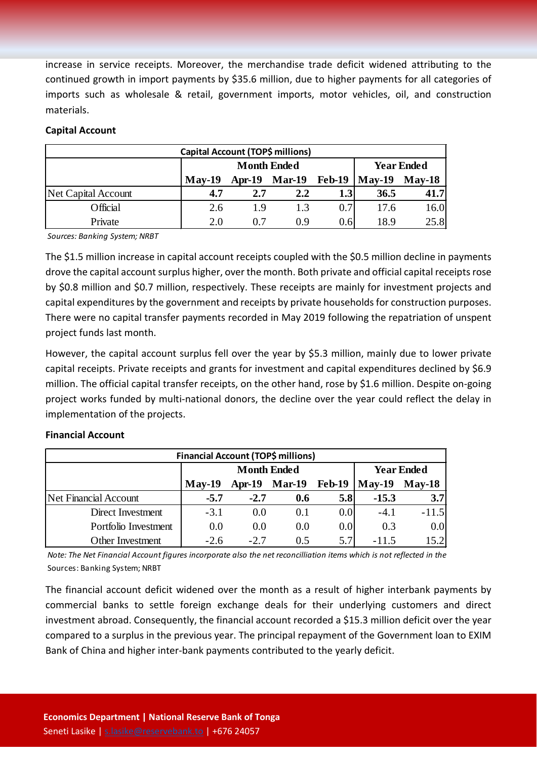increase in service receipts. Moreover, the merchandise trade deficit widened attributing to the continued growth in import payments by $35.6 million, due to higher payments for all categories of imports such as wholesale & retail, government imports, motor vehicles, oil, and construction materials.

**Capital Account**

| Capital Account (TOP$ millions) | | | | | | |
|---|---|---|---|---|---|---|
| | Month Ended | | | | Year Ended | |
| | May-19 | Apr-19 | Mar-19 | Feb-19 | May-19 | May-18 |
| Net Capital Account | **4.7** | **2.7** | **2.2** | **1.3** | **36.5** | **41.7** |
| Official | 2.6 | 1.9 | 1.3 | 0.7 | 17.6 | 16.0 |
| Private | 2.0 | 0.7 | 0.9 | 0.6 | 18.9 | 25.8 |

*Sources: Banking System; NRBT*

The $1.5 million increase in capital account receipts coupled with the $0.5 million decline in payments drove the capital account surplus higher, over the month. Both private and official capital receipts rose by $0.8 million and $0.7 million, respectively. These receipts are mainly for investment projects and capital expenditures by the government and receipts by private households for construction purposes. There were no capital transfer payments recorded in May 2019 following the repatriation of unspent project funds last month.

However, the capital account surplus fell over the year by $5.3 million, mainly due to lower private capital receipts. Private receipts and grants for investment and capital expenditures declined by $6.9 million. The official capital transfer receipts, on the other hand, rose by $1.6 million. Despite on-going project works funded by multi-national donors, the decline over the year could reflect the delay in implementation of the projects.

**Financial Account**

| Financial Account (TOP$ millions) | | | | | | |
|---|---|---|---|---|---|---|
| | Month Ended | | | | Year Ended | |
| | May-19 | Apr-19 | Mar-19 | Feb-19 | May-19 | May-18 |
| Net Financial Account | **-5.7** | **-2.7** | **0.6** | **5.8** | **-15.3** | **3.7** |
| Direct Investment | -3.1 | 0.0 | 0.1 | 0.0 | -4.1 | -11.5 |
| Portfolio Investment | 0.0 | 0.0 | 0.0 | 0.0 | 0.3 | 0.0 |
| Other Investment | -2.6 | -2.7 | 0.5 | 5.7 | -11.5 | 15.2 |

*Note: The Net Financial Account figures incorporate also the net reconcilliation items which is not reflected in the*

Sources: Banking System; NRBT

The financial account deficit widened over the month as a result of higher interbank payments by commercial banks to settle foreign exchange deals for their underlying customers and direct investment abroad. Consequently, the financial account recorded a $15.3 million deficit over the year compared to a surplus in the previous year. The principal repayment of the Government loan to EXIM Bank of China and higher inter-bank payments contributed to the yearly deficit.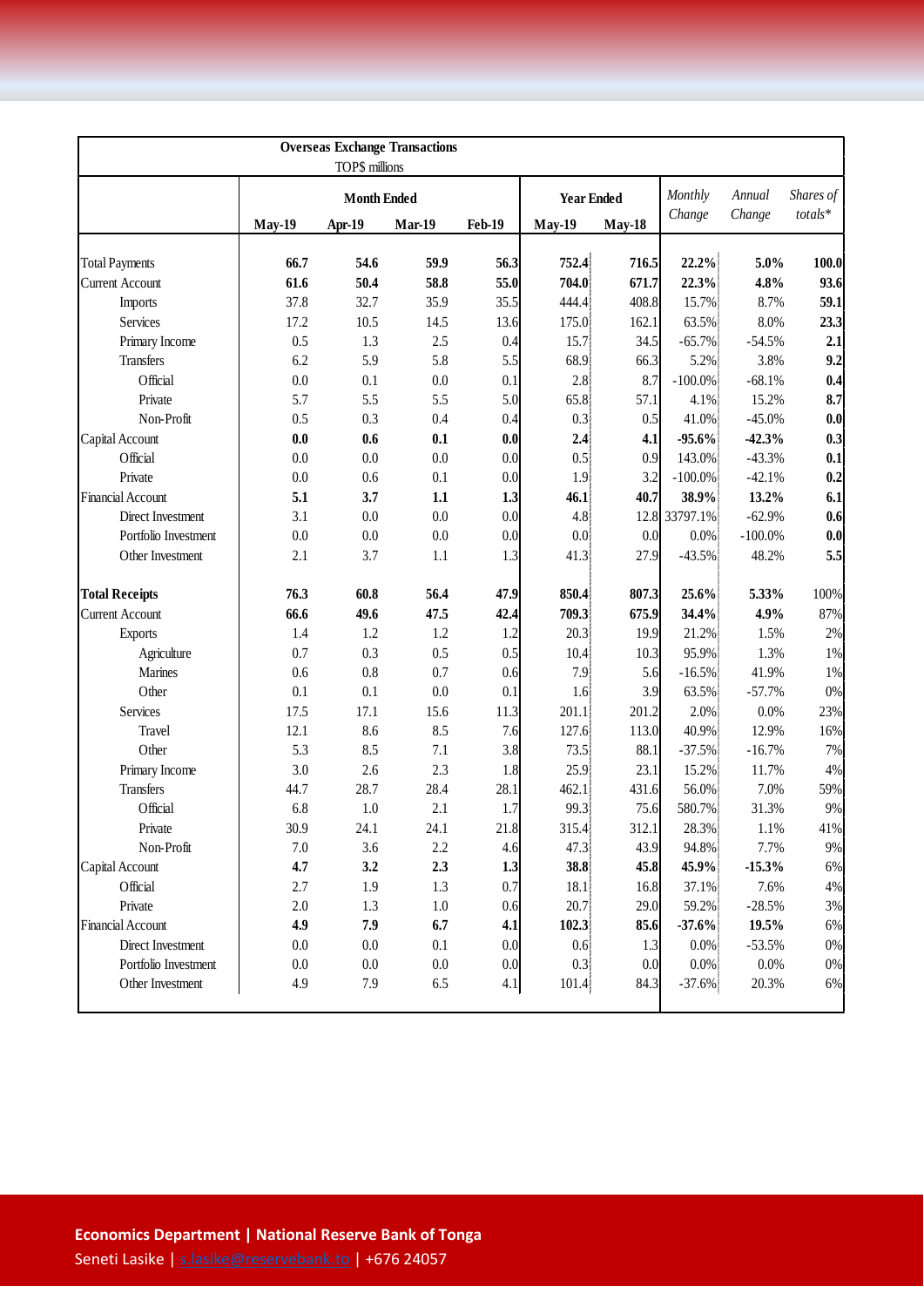**Overseas Exchange Transactions**

TOP$ millions

| | Month Ended | | | | Year Ended | | *Monthly Change* | *Annual Change* | *Shares of totals** |
|---|---|---|---|---|---|---|---|---|---|
| | **May-19** | **Apr-19** | **Mar-19** | **Feb-19** | **May-19** | **May-18** | | | |
| Total Payments | **66.7** | **54.6** | **59.9** | **56.3** | **752.4** | **716.5** | **22.2%** | **5.0%** | **100.0** |
| Current Account | **61.6** | **50.4** | **58.8** | **55.0** | **704.0** | **671.7** | **22.3%** | **4.8%** | **93.6** |
| Imports | 37.8 | 32.7 | 35.9 | 35.5 | 444.4 | 408.8 | 15.7% | 8.7% | **59.1** |
| Services | 17.2 | 10.5 | 14.5 | 13.6 | 175.0 | 162.1 | 63.5% | 8.0% | **23.3** |
| Primary Income | 0.5 | 1.3 | 2.5 | 0.4 | 15.7 | 34.5 | -65.7% | -54.5% | **2.1** |
| Transfers | 6.2 | 5.9 | 5.8 | 5.5 | 68.9 | 66.3 | 5.2% | 3.8% | **9.2** |
| Official | 0.0 | 0.1 | 0.0 | 0.1 | 2.8 | 8.7 | -100.0% | -68.1% | **0.4** |
| Private | 5.7 | 5.5 | 5.5 | 5.0 | 65.8 | 57.1 | 4.1% | 15.2% | **8.7** |
| Non-Profit | 0.5 | 0.3 | 0.4 | 0.4 | 0.3 | 0.5 | 41.0% | -45.0% | **0.0** |
| Capital Account | **0.0** | **0.6** | **0.1** | **0.0** | **2.4** | **4.1** | **-95.6%** | **-42.3%** | **0.3** |
| Official | 0.0 | 0.0 | 0.0 | 0.0 | 0.5 | 0.9 | 143.0% | -43.3% | **0.1** |
| Private | 0.0 | 0.6 | 0.1 | 0.0 | 1.9 | 3.2 | -100.0% | -42.1% | **0.2** |
| Financial Account | **5.1** | **3.7** | **1.1** | **1.3** | **46.1** | **40.7** | **38.9%** | **13.2%** | **6.1** |
| Direct Investment | 3.1 | 0.0 | 0.0 | 0.0 | 4.8 | 12.8 | 33797.1% | -62.9% | **0.6** |
| Portfolio Investment | 0.0 | 0.0 | 0.0 | 0.0 | 0.0 | 0.0 | 0.0% | -100.0% | **0.0** |
| Other Investment | 2.1 | 3.7 | 1.1 | 1.3 | 41.3 | 27.9 | -43.5% | 48.2% | **5.5** |
| **Total Receipts** | **76.3** | **60.8** | **56.4** | **47.9** | **850.4** | **807.3** | **25.6%** | **5.33%** | 100% |
| Current Account | **66.6** | **49.6** | **47.5** | **42.4** | **709.3** | **675.9** | **34.4%** | **4.9%** | 87% |
| Exports | 1.4 | 1.2 | 1.2 | 1.2 | 20.3 | 19.9 | 21.2% | 1.5% | 2% |
| Agriculture | 0.7 | 0.3 | 0.5 | 0.5 | 10.4 | 10.3 | 95.9% | 1.3% | 1% |
| Marines | 0.6 | 0.8 | 0.7 | 0.6 | 7.9 | 5.6 | -16.5% | 41.9% | 1% |
| Other | 0.1 | 0.1 | 0.0 | 0.1 | 1.6 | 3.9 | 63.5% | -57.7% | 0% |
| Services | 17.5 | 17.1 | 15.6 | 11.3 | 201.1 | 201.2 | 2.0% | 0.0% | 23% |
| Travel | 12.1 | 8.6 | 8.5 | 7.6 | 127.6 | 113.0 | 40.9% | 12.9% | 16% |
| Other | 5.3 | 8.5 | 7.1 | 3.8 | 73.5 | 88.1 | -37.5% | -16.7% | 7% |
| Primary Income | 3.0 | 2.6 | 2.3 | 1.8 | 25.9 | 23.1 | 15.2% | 11.7% | 4% |
| Transfers | 44.7 | 28.7 | 28.4 | 28.1 | 462.1 | 431.6 | 56.0% | 7.0% | 59% |
| Official | 6.8 | 1.0 | 2.1 | 1.7 | 99.3 | 75.6 | 580.7% | 31.3% | 9% |
| Private | 30.9 | 24.1 | 24.1 | 21.8 | 315.4 | 312.1 | 28.3% | 1.1% | 41% |
| Non-Profit | 7.0 | 3.6 | 2.2 | 4.6 | 47.3 | 43.9 | 94.8% | 7.7% | 9% |
| Capital Account | **4.7** | **3.2** | **2.3** | **1.3** | **38.8** | **45.8** | **45.9%** | **-15.3%** | 6% |
| Official | 2.7 | 1.9 | 1.3 | 0.7 | 18.1 | 16.8 | 37.1% | 7.6% | 4% |
| Private | 2.0 | 1.3 | 1.0 | 0.6 | 20.7 | 29.0 | 59.2% | -28.5% | 3% |
| Financial Account | **4.9** | **7.9** | **6.7** | **4.1** | **102.3** | **85.6** | **-37.6%** | **19.5%** | 6% |
| Direct Investment | 0.0 | 0.0 | 0.1 | 0.0 | 0.6 | 1.3 | 0.0% | -53.5% | 0% |
| Portfolio Investment | 0.0 | 0.0 | 0.0 | 0.0 | 0.3 | 0.0 | 0.0% | 0.0% | 0% |
| Other Investment | 4.9 | 7.9 | 6.5 | 4.1 | 101.4 | 84.3 | -37.6% | 20.3% | 6% |

**Economics Department | National Reserve Bank of Tonga**

Seneti Lasike | s.lasike@reservebank.to | +676 24057